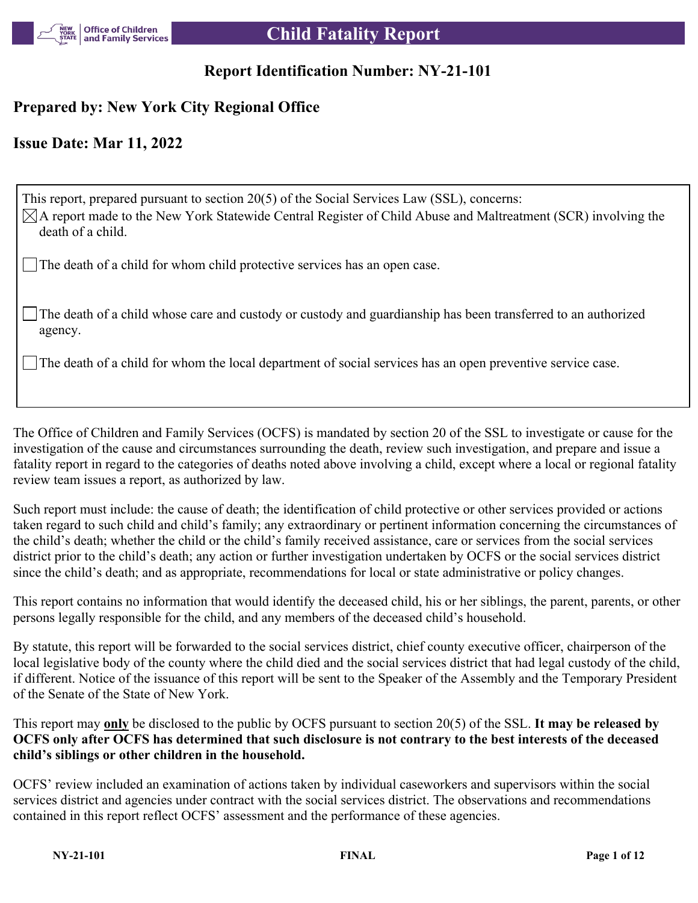# Child Fatality Report

## Report Identification Number: NY-21-101

### Prepared by: New York City Regional Office

### Issue Date: Mar 11, 2022

This report, prepared pursuant to section 20(5) of the Social Services Law (SSL), concerns:

- [x] A report made to the New York Statewide Central Register of Child Abuse and Maltreatment (SCR) involving the death of a child.
- [ ] The death of a child for whom child protective services has an open case.
- [ ] The death of a child whose care and custody or custody and guardianship has been transferred to an authorized agency.
- [ ] The death of a child for whom the local department of social services has an open preventive service case.

The Office of Children and Family Services (OCFS) is mandated by section 20 of the SSL to investigate or cause for the investigation of the cause and circumstances surrounding the death, review such investigation, and prepare and issue a fatality report in regard to the categories of deaths noted above involving a child, except where a local or regional fatality review team issues a report, as authorized by law.

Such report must include: the cause of death; the identification of child protective or other services provided or actions taken regard to such child and child's family; any extraordinary or pertinent information concerning the circumstances of the child's death; whether the child or the child's family received assistance, care or services from the social services district prior to the child's death; any action or further investigation undertaken by OCFS or the social services district since the child's death; and as appropriate, recommendations for local or state administrative or policy changes.

This report contains no information that would identify the deceased child, his or her siblings, the parent, parents, or other persons legally responsible for the child, and any members of the deceased child's household.

By statute, this report will be forwarded to the social services district, chief county executive officer, chairperson of the local legislative body of the county where the child died and the social services district that had legal custody of the child, if different. Notice of the issuance of this report will be sent to the Speaker of the Assembly and the Temporary President of the Senate of the State of New York.

This report may **only** be disclosed to the public by OCFS pursuant to section 20(5) of the SSL. **It may be released by OCFS only after OCFS has determined that such disclosure is not contrary to the best interests of the deceased child's siblings or other children in the household.**

OCFS' review included an examination of actions taken by individual caseworkers and supervisors within the social services district and agencies under contract with the social services district. The observations and recommendations contained in this report reflect OCFS' assessment and the performance of these agencies.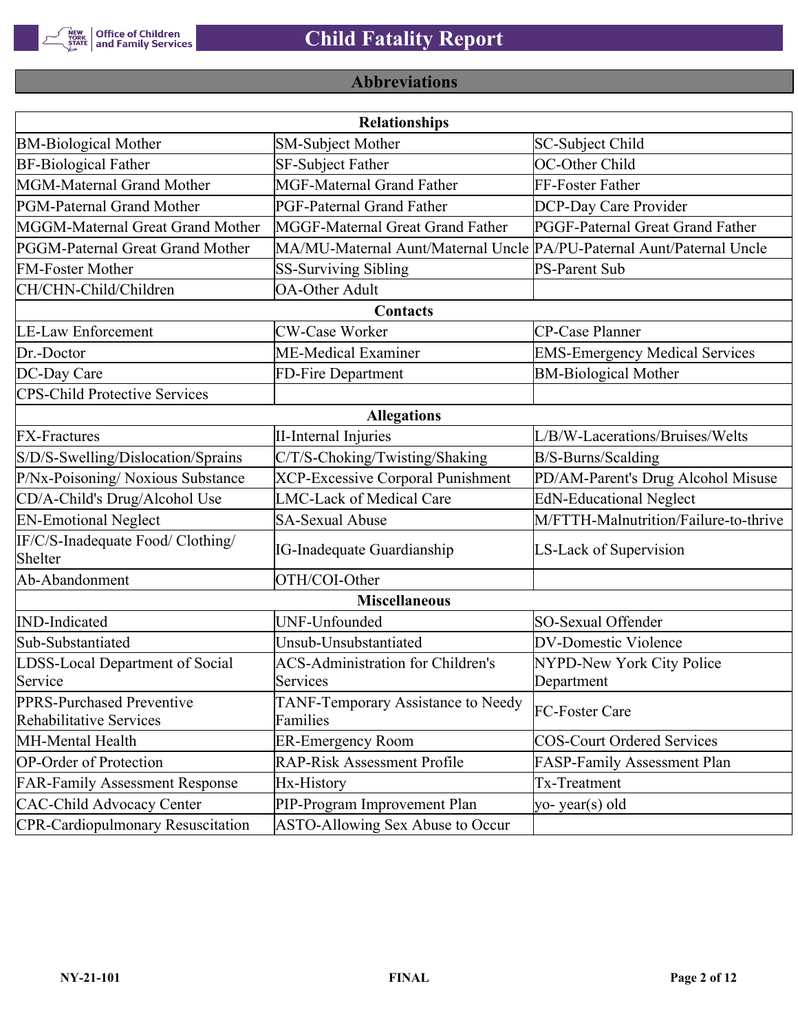## Abbreviations

| Relationships | | |
|---|---|---|
| BM-Biological Mother | SM-Subject Mother | SC-Subject Child |
| BF-Biological Father | SF-Subject Father | OC-Other Child |
| MGM-Maternal Grand Mother | MGF-Maternal Grand Father | FF-Foster Father |
| PGM-Paternal Grand Mother | PGF-Paternal Grand Father | DCP-Day Care Provider |
| MGGM-Maternal Great Grand Mother | MGGF-Maternal Great Grand Father | PGGF-Paternal Great Grand Father |
| PGGM-Paternal Great Grand Mother | MA/MU-Maternal Aunt/Maternal Uncle | PA/PU-Paternal Aunt/Paternal Uncle |
| FM-Foster Mother | SS-Surviving Sibling | PS-Parent Sub |
| CH/CHN-Child/Children | OA-Other Adult | |
| **Contacts** | | |
| LE-Law Enforcement | CW-Case Worker | CP-Case Planner |
| Dr.-Doctor | ME-Medical Examiner | EMS-Emergency Medical Services |
| DC-Day Care | FD-Fire Department | BM-Biological Mother |
| CPS-Child Protective Services | | |
| **Allegations** | | |
| FX-Fractures | II-Internal Injuries | L/B/W-Lacerations/Bruises/Welts |
| S/D/S-Swelling/Dislocation/Sprains | C/T/S-Choking/Twisting/Shaking | B/S-Burns/Scalding |
| P/Nx-Poisoning/ Noxious Substance | XCP-Excessive Corporal Punishment | PD/AM-Parent's Drug Alcohol Misuse |
| CD/A-Child's Drug/Alcohol Use | LMC-Lack of Medical Care | EdN-Educational Neglect |
| EN-Emotional Neglect | SA-Sexual Abuse | M/FTTH-Malnutrition/Failure-to-thrive |
| IF/C/S-Inadequate Food/ Clothing/ Shelter | IG-Inadequate Guardianship | LS-Lack of Supervision |
| Ab-Abandonment | OTH/COI-Other | |
| **Miscellaneous** | | |
| IND-Indicated | UNF-Unfounded | SO-Sexual Offender |
| Sub-Substantiated | Unsub-Unsubstantiated | DV-Domestic Violence |
| LDSS-Local Department of Social Service | ACS-Administration for Children's Services | NYPD-New York City Police Department |
| PPRS-Purchased Preventive Rehabilitative Services | TANF-Temporary Assistance to Needy Families | FC-Foster Care |
| MH-Mental Health | ER-Emergency Room | COS-Court Ordered Services |
| OP-Order of Protection | RAP-Risk Assessment Profile | FASP-Family Assessment Plan |
| FAR-Family Assessment Response | Hx-History | Tx-Treatment |
| CAC-Child Advocacy Center | PIP-Program Improvement Plan | yo- year(s) old |
| CPR-Cardiopulmonary Resuscitation | ASTO-Allowing Sex Abuse to Occur | |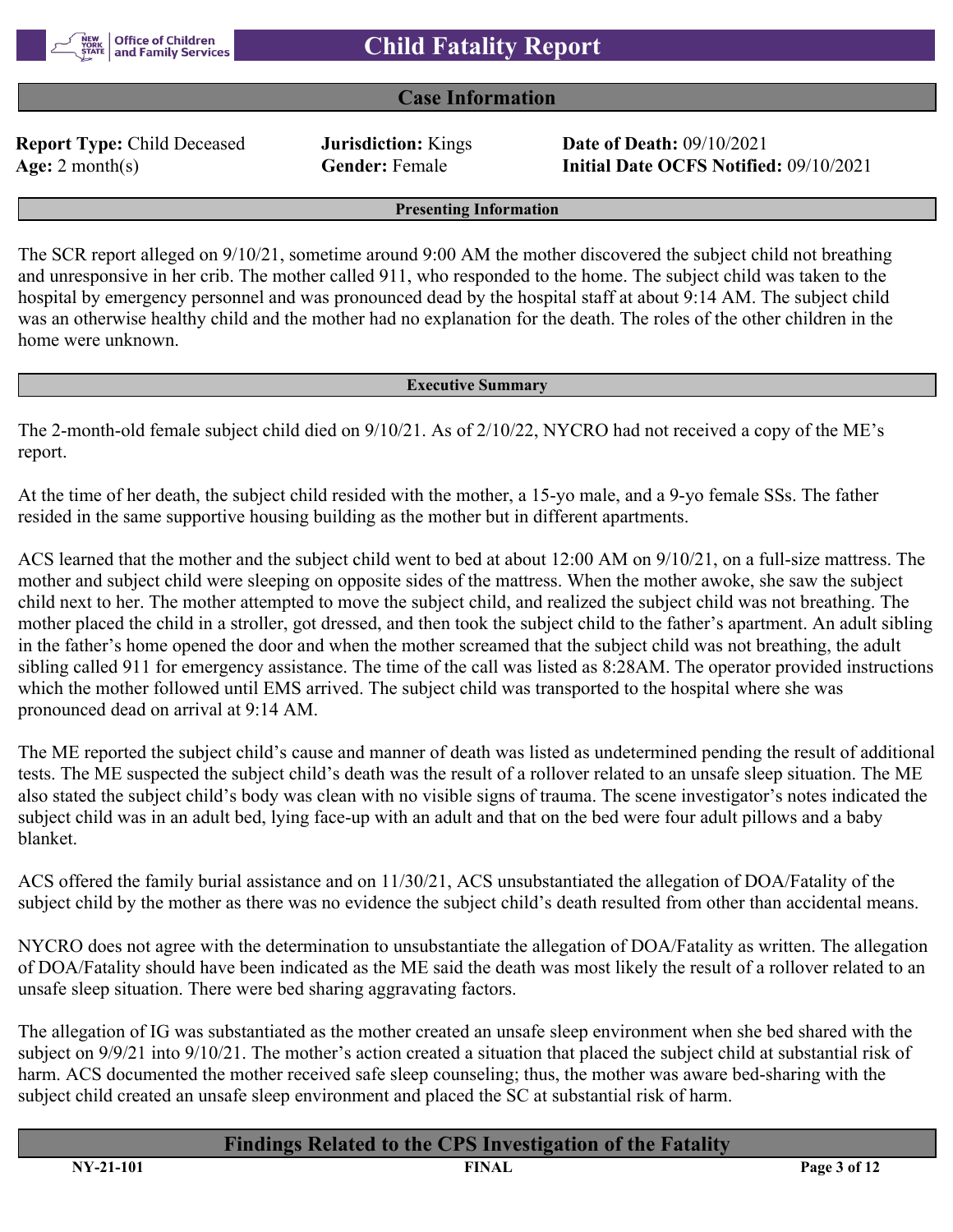# Child Fatality Report

## Case Information

**Report Type:** Child Deceased
**Jurisdiction:** Kings
**Date of Death:** 09/10/2021
**Age:** 2 month(s)
**Gender:** Female
**Initial Date OCFS Notified:** 09/10/2021

### Presenting Information

The SCR report alleged on 9/10/21, sometime around 9:00 AM the mother discovered the subject child not breathing and unresponsive in her crib. The mother called 911, who responded to the home. The subject child was taken to the hospital by emergency personnel and was pronounced dead by the hospital staff at about 9:14 AM. The subject child was an otherwise healthy child and the mother had no explanation for the death. The roles of the other children in the home were unknown.

### Executive Summary

The 2-month-old female subject child died on 9/10/21. As of 2/10/22, NYCRO had not received a copy of the ME's report.

At the time of her death, the subject child resided with the mother, a 15-yo male, and a 9-yo female SSs. The father resided in the same supportive housing building as the mother but in different apartments.

ACS learned that the mother and the subject child went to bed at about 12:00 AM on 9/10/21, on a full-size mattress. The mother and subject child were sleeping on opposite sides of the mattress. When the mother awoke, she saw the subject child next to her. The mother attempted to move the subject child, and realized the subject child was not breathing. The mother placed the child in a stroller, got dressed, and then took the subject child to the father's apartment. An adult sibling in the father's home opened the door and when the mother screamed that the subject child was not breathing, the adult sibling called 911 for emergency assistance. The time of the call was listed as 8:28AM. The operator provided instructions which the mother followed until EMS arrived. The subject child was transported to the hospital where she was pronounced dead on arrival at 9:14 AM.

The ME reported the subject child's cause and manner of death was listed as undetermined pending the result of additional tests. The ME suspected the subject child's death was the result of a rollover related to an unsafe sleep situation. The ME also stated the subject child's body was clean with no visible signs of trauma. The scene investigator's notes indicated the subject child was in an adult bed, lying face-up with an adult and that on the bed were four adult pillows and a baby blanket.

ACS offered the family burial assistance and on 11/30/21, ACS unsubstantiated the allegation of DOA/Fatality of the subject child by the mother as there was no evidence the subject child's death resulted from other than accidental means.

NYCRO does not agree with the determination to unsubstantiate the allegation of DOA/Fatality as written. The allegation of DOA/Fatality should have been indicated as the ME said the death was most likely the result of a rollover related to an unsafe sleep situation. There were bed sharing aggravating factors.

The allegation of IG was substantiated as the mother created an unsafe sleep environment when she bed shared with the subject on 9/9/21 into 9/10/21. The mother's action created a situation that placed the subject child at substantial risk of harm. ACS documented the mother received safe sleep counseling; thus, the mother was aware bed-sharing with the subject child created an unsafe sleep environment and placed the SC at substantial risk of harm.

## Findings Related to the CPS Investigation of the Fatality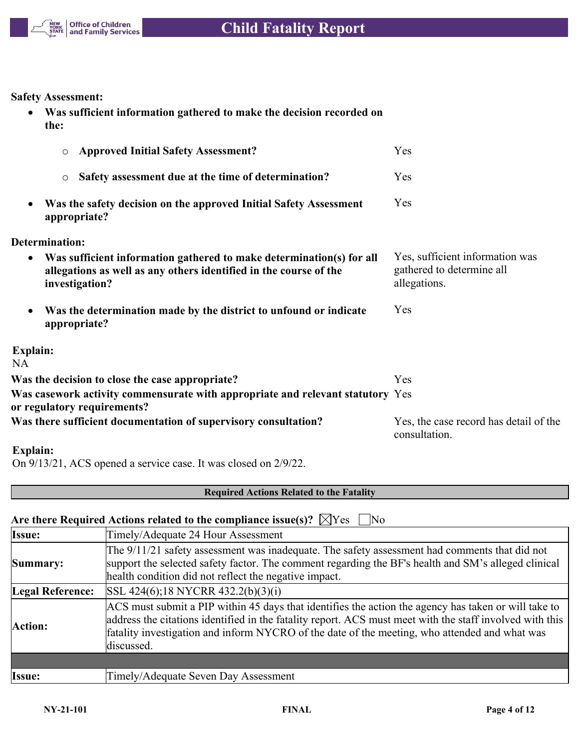**Safety Assessment:**

- **Was sufficient information gathered to make the decision recorded on the:**
  - **Approved Initial Safety Assessment?** — Yes
  - **Safety assessment due at the time of determination?** — Yes
- **Was the safety decision on the approved Initial Safety Assessment appropriate?** — Yes

**Determination:**

- **Was sufficient information gathered to make determination(s) for all allegations as well as any others identified in the course of the investigation?** — Yes, sufficient information was gathered to determine all allegations.
- **Was the determination made by the district to unfound or indicate appropriate?** — Yes

**Explain:**
NA

**Was the decision to close the case appropriate?** — Yes

**Was casework activity commensurate with appropriate and relevant statutory or regulatory requirements?** — Yes

**Was there sufficient documentation of supervisory consultation?** — Yes, the case record has detail of the consultation.

**Explain:**
On 9/13/21, ACS opened a service case. It was closed on 2/9/22.

**Required Actions Related to the Fatality**

**Are there Required Actions related to the compliance issue(s)?** ☒Yes ☐No

| **Issue:** | Timely/Adequate 24 Hour Assessment |
|---|---|
| **Summary:** | The 9/11/21 safety assessment was inadequate. The safety assessment had comments that did not support the selected safety factor. The comment regarding the BF's health and SM's alleged clinical health condition did not reflect the negative impact. |
| **Legal Reference:** | SSL 424(6);18 NYCRR 432.2(b)(3)(i) |
| **Action:** | ACS must submit a PIP within 45 days that identifies the action the agency has taken or will take to address the citations identified in the fatality report. ACS must meet with the staff involved with this fatality investigation and inform NYCRO of the date of the meeting, who attended and what was discussed. |

| **Issue:** | Timely/Adequate Seven Day Assessment |
|---|---|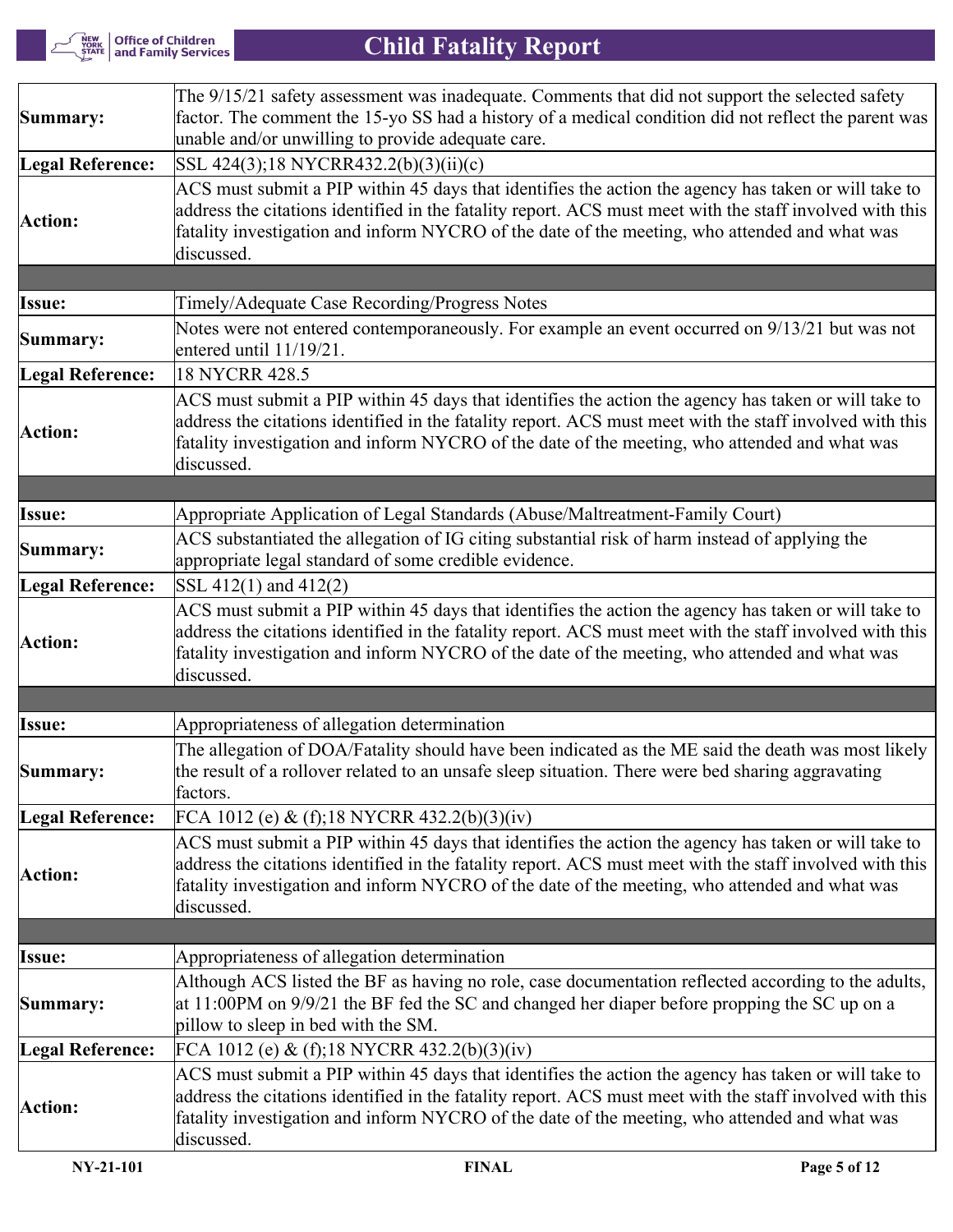| | |
|---|---|
| **Summary:** | The 9/15/21 safety assessment was inadequate. Comments that did not support the selected safety factor. The comment the 15-yo SS had a history of a medical condition did not reflect the parent was unable and/or unwilling to provide adequate care. |
| **Legal Reference:** | SSL 424(3);18 NYCRR432.2(b)(3)(ii)(c) |
| **Action:** | ACS must submit a PIP within 45 days that identifies the action the agency has taken or will take to address the citations identified in the fatality report. ACS must meet with the staff involved with this fatality investigation and inform NYCRO of the date of the meeting, who attended and what was discussed. |

| | |
|---|---|
| **Issue:** | Timely/Adequate Case Recording/Progress Notes |
| **Summary:** | Notes were not entered contemporaneously. For example an event occurred on 9/13/21 but was not entered until 11/19/21. |
| **Legal Reference:** | 18 NYCRR 428.5 |
| **Action:** | ACS must submit a PIP within 45 days that identifies the action the agency has taken or will take to address the citations identified in the fatality report. ACS must meet with the staff involved with this fatality investigation and inform NYCRO of the date of the meeting, who attended and what was discussed. |

| | |
|---|---|
| **Issue:** | Appropriate Application of Legal Standards (Abuse/Maltreatment-Family Court) |
| **Summary:** | ACS substantiated the allegation of IG citing substantial risk of harm instead of applying the appropriate legal standard of some credible evidence. |
| **Legal Reference:** | SSL 412(1) and 412(2) |
| **Action:** | ACS must submit a PIP within 45 days that identifies the action the agency has taken or will take to address the citations identified in the fatality report. ACS must meet with the staff involved with this fatality investigation and inform NYCRO of the date of the meeting, who attended and what was discussed. |

| | |
|---|---|
| **Issue:** | Appropriateness of allegation determination |
| **Summary:** | The allegation of DOA/Fatality should have been indicated as the ME said the death was most likely the result of a rollover related to an unsafe sleep situation. There were bed sharing aggravating factors. |
| **Legal Reference:** | FCA 1012 (e) & (f);18 NYCRR 432.2(b)(3)(iv) |
| **Action:** | ACS must submit a PIP within 45 days that identifies the action the agency has taken or will take to address the citations identified in the fatality report. ACS must meet with the staff involved with this fatality investigation and inform NYCRO of the date of the meeting, who attended and what was discussed. |

| | |
|---|---|
| **Issue:** | Appropriateness of allegation determination |
| **Summary:** | Although ACS listed the BF as having no role, case documentation reflected according to the adults, at 11:00PM on 9/9/21 the BF fed the SC and changed her diaper before propping the SC up on a pillow to sleep in bed with the SM. |
| **Legal Reference:** | FCA 1012 (e) & (f);18 NYCRR 432.2(b)(3)(iv) |
| **Action:** | ACS must submit a PIP within 45 days that identifies the action the agency has taken or will take to address the citations identified in the fatality report. ACS must meet with the staff involved with this fatality investigation and inform NYCRO of the date of the meeting, who attended and what was discussed. |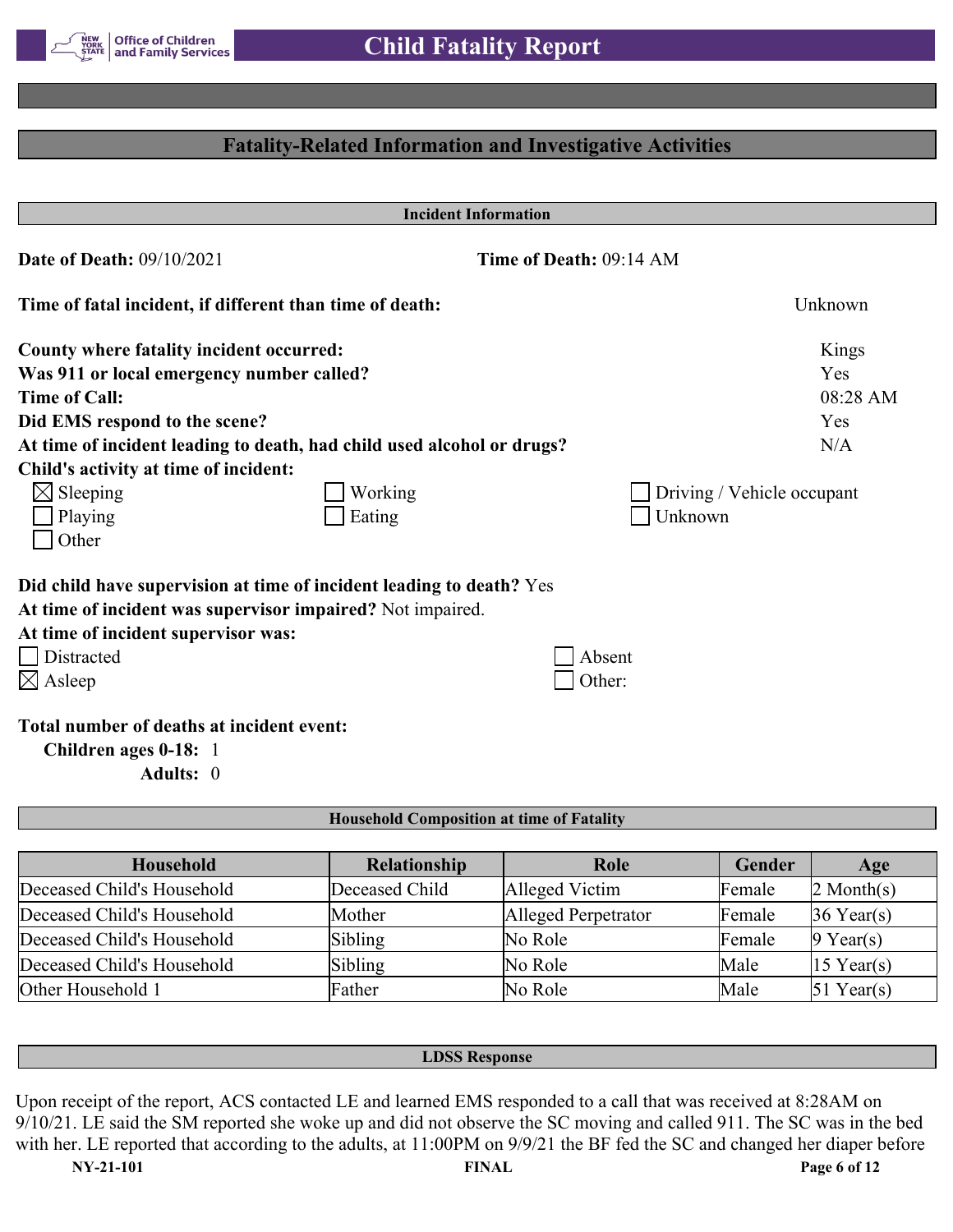## Fatality-Related Information and Investigative Activities

### Incident Information

**Date of Death:** 09/10/2021 **Time of Death:** 09:14 AM

**Time of fatal incident, if different than time of death:** Unknown

**County where fatality incident occurred:** Kings
**Was 911 or local emergency number called?** Yes
**Time of Call:** 08:28 AM
**Did EMS respond to the scene?** Yes
**At time of incident leading to death, had child used alcohol or drugs?** N/A
**Child's activity at time of incident:**

- [x] Sleeping
- [ ] Working
- [ ] Driving / Vehicle occupant
- [ ] Playing
- [ ] Eating
- [ ] Unknown
- [ ] Other

**Did child have supervision at time of incident leading to death?** Yes
**At time of incident was supervisor impaired?** Not impaired.
**At time of incident supervisor was:**

- [ ] Distracted
- [ ] Absent
- [x] Asleep
- [ ] Other:

**Total number of deaths at incident event:**
**Children ages 0-18:** 1
**Adults:** 0

### Household Composition at time of Fatality

| Household | Relationship | Role | Gender | Age |
|---|---|---|---|---|
| Deceased Child's Household | Deceased Child | Alleged Victim | Female | 2 Month(s) |
| Deceased Child's Household | Mother | Alleged Perpetrator | Female | 36 Year(s) |
| Deceased Child's Household | Sibling | No Role | Female | 9 Year(s) |
| Deceased Child's Household | Sibling | No Role | Male | 15 Year(s) |
| Other Household 1 | Father | No Role | Male | 51 Year(s) |

### LDSS Response

Upon receipt of the report, ACS contacted LE and learned EMS responded to a call that was received at 8:28AM on 9/10/21. LE said the SM reported she woke up and did not observe the SC moving and called 911. The SC was in the bed with her. LE reported that according to the adults, at 11:00PM on 9/9/21 the BF fed the SC and changed her diaper before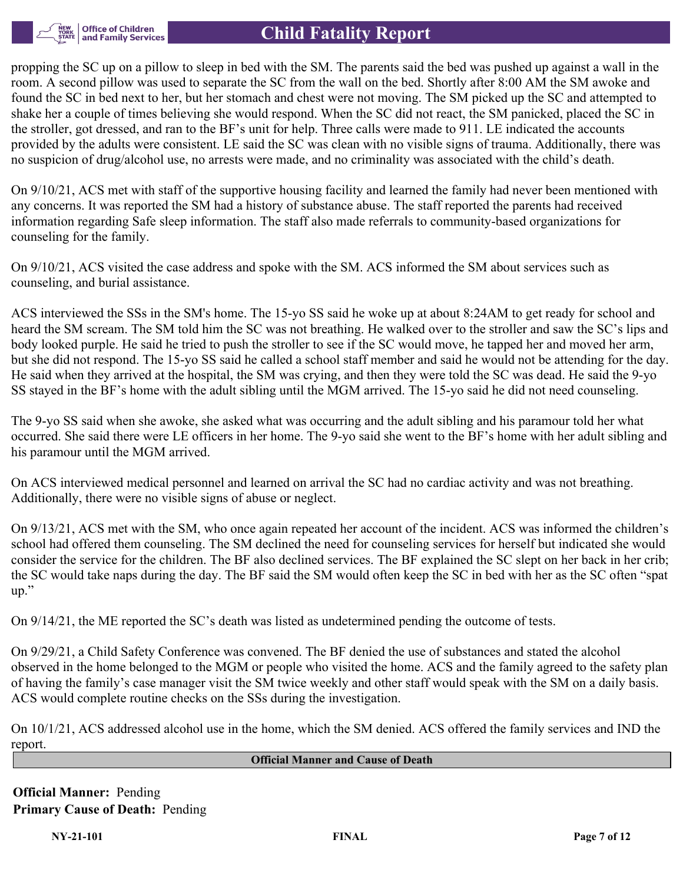propping the SC up on a pillow to sleep in bed with the SM. The parents said the bed was pushed up against a wall in the room. A second pillow was used to separate the SC from the wall on the bed. Shortly after 8:00 AM the SM awoke and found the SC in bed next to her, but her stomach and chest were not moving. The SM picked up the SC and attempted to shake her a couple of times believing she would respond. When the SC did not react, the SM panicked, placed the SC in the stroller, got dressed, and ran to the BF's unit for help. Three calls were made to 911. LE indicated the accounts provided by the adults were consistent. LE said the SC was clean with no visible signs of trauma. Additionally, there was no suspicion of drug/alcohol use, no arrests were made, and no criminality was associated with the child's death.

On 9/10/21, ACS met with staff of the supportive housing facility and learned the family had never been mentioned with any concerns. It was reported the SM had a history of substance abuse. The staff reported the parents had received information regarding Safe sleep information. The staff also made referrals to community-based organizations for counseling for the family.

On 9/10/21, ACS visited the case address and spoke with the SM. ACS informed the SM about services such as counseling, and burial assistance.

ACS interviewed the SSs in the SM's home. The 15-yo SS said he woke up at about 8:24AM to get ready for school and heard the SM scream. The SM told him the SC was not breathing. He walked over to the stroller and saw the SC's lips and body looked purple. He said he tried to push the stroller to see if the SC would move, he tapped her and moved her arm, but she did not respond. The 15-yo SS said he called a school staff member and said he would not be attending for the day. He said when they arrived at the hospital, the SM was crying, and then they were told the SC was dead. He said the 9-yo SS stayed in the BF's home with the adult sibling until the MGM arrived. The 15-yo said he did not need counseling.

The 9-yo SS said when she awoke, she asked what was occurring and the adult sibling and his paramour told her what occurred. She said there were LE officers in her home. The 9-yo said she went to the BF's home with her adult sibling and his paramour until the MGM arrived.

On ACS interviewed medical personnel and learned on arrival the SC had no cardiac activity and was not breathing. Additionally, there were no visible signs of abuse or neglect.

On 9/13/21, ACS met with the SM, who once again repeated her account of the incident. ACS was informed the children's school had offered them counseling. The SM declined the need for counseling services for herself but indicated she would consider the service for the children. The BF also declined services. The BF explained the SC slept on her back in her crib; the SC would take naps during the day. The BF said the SM would often keep the SC in bed with her as the SC often "spat up."

On 9/14/21, the ME reported the SC's death was listed as undetermined pending the outcome of tests.

On 9/29/21, a Child Safety Conference was convened. The BF denied the use of substances and stated the alcohol observed in the home belonged to the MGM or people who visited the home. ACS and the family agreed to the safety plan of having the family's case manager visit the SM twice weekly and other staff would speak with the SM on a daily basis. ACS would complete routine checks on the SSs during the investigation.

On 10/1/21, ACS addressed alcohol use in the home, which the SM denied. ACS offered the family services and IND the report.

## Official Manner and Cause of Death

**Official Manner:** Pending
**Primary Cause of Death:** Pending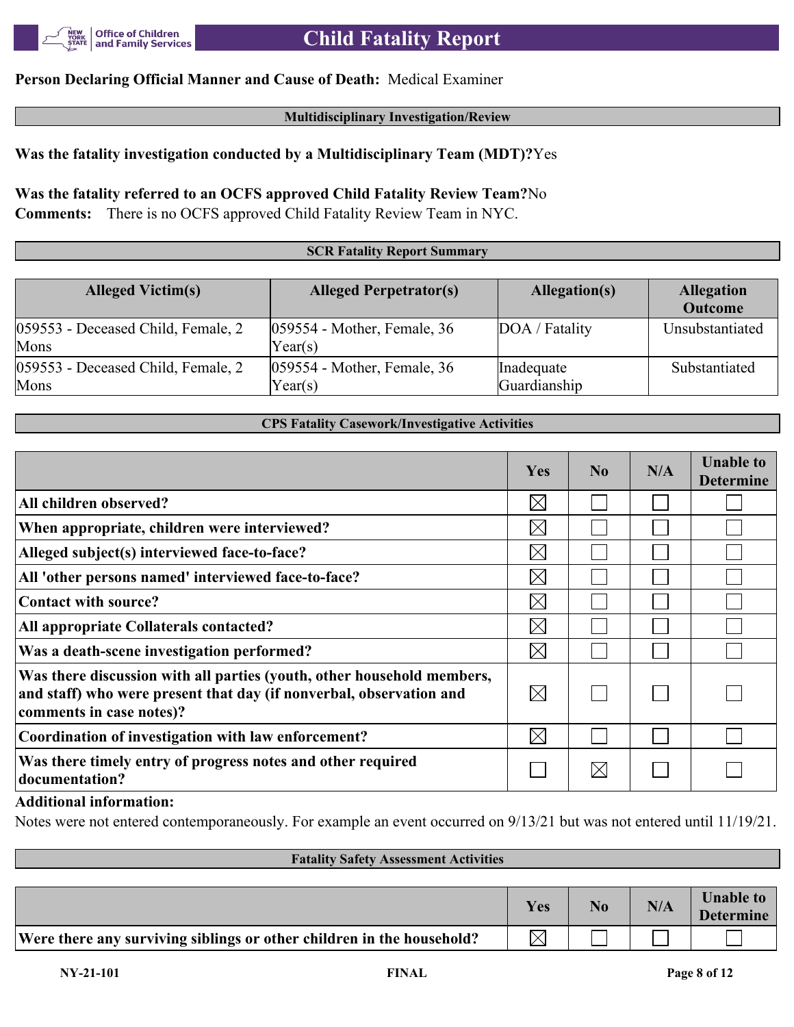**Person Declaring Official Manner and Cause of Death:** Medical Examiner

## Multidisciplinary Investigation/Review

**Was the fatality investigation conducted by a Multidisciplinary Team (MDT)?** Yes

**Was the fatality referred to an OCFS approved Child Fatality Review Team?** No

**Comments:** There is no OCFS approved Child Fatality Review Team in NYC.

## SCR Fatality Report Summary

| Alleged Victim(s) | Alleged Perpetrator(s) | Allegation(s) | Allegation Outcome |
|---|---|---|---|
| 059553 - Deceased Child, Female, 2 Mons | 059554 - Mother, Female, 36 Year(s) | DOA / Fatality | Unsubstantiated |
| 059553 - Deceased Child, Female, 2 Mons | 059554 - Mother, Female, 36 Year(s) | Inadequate Guardianship | Substantiated |

## CPS Fatality Casework/Investigative Activities

| | Yes | No | N/A | Unable to Determine |
|---|---|---|---|---|
| **All children observed?** | ☒ | ☐ | ☐ | ☐ |
| **When appropriate, children were interviewed?** | ☒ | ☐ | ☐ | ☐ |
| **Alleged subject(s) interviewed face-to-face?** | ☒ | ☐ | ☐ | ☐ |
| **All 'other persons named' interviewed face-to-face?** | ☒ | ☐ | ☐ | ☐ |
| **Contact with source?** | ☒ | ☐ | ☐ | ☐ |
| **All appropriate Collaterals contacted?** | ☒ | ☐ | ☐ | ☐ |
| **Was a death-scene investigation performed?** | ☒ | ☐ | ☐ | ☐ |
| **Was there discussion with all parties (youth, other household members, and staff) who were present that day (if nonverbal, observation and comments in case notes)?** | ☒ | ☐ | ☐ | ☐ |
| **Coordination of investigation with law enforcement?** | ☒ | ☐ | ☐ | ☐ |
| **Was there timely entry of progress notes and other required documentation?** | ☐ | ☒ | ☐ | ☐ |

**Additional information:**

Notes were not entered contemporaneously. For example an event occurred on 9/13/21 but was not entered until 11/19/21.

## Fatality Safety Assessment Activities

| | Yes | No | N/A | Unable to Determine |
|---|---|---|---|---|
| **Were there any surviving siblings or other children in the household?** | ☒ | ☐ | ☐ | ☐ |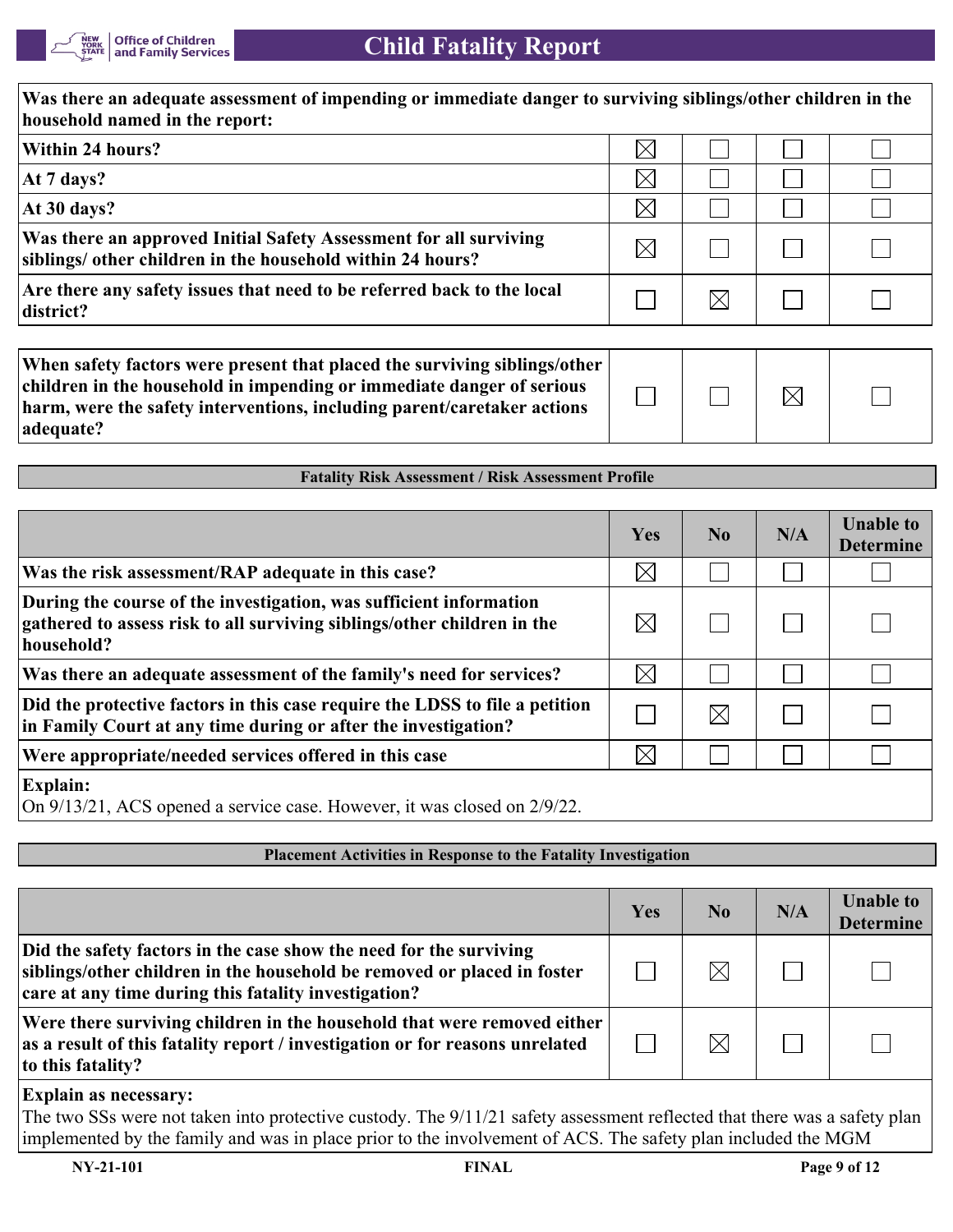| Was there an adequate assessment of impending or immediate danger to surviving siblings/other children in the household named in the report: | | | | |
|---|---|---|---|---|
| Within 24 hours? | ☒ | ☐ | ☐ | ☐ |
| At 7 days? | ☒ | ☐ | ☐ | ☐ |
| At 30 days? | ☒ | ☐ | ☐ | ☐ |
| Was there an approved Initial Safety Assessment for all surviving siblings/ other children in the household within 24 hours? | ☒ | ☐ | ☐ | ☐ |
| Are there any safety issues that need to be referred back to the local district? | ☐ | ☒ | ☐ | ☐ |

| | | | | |
|---|---|---|---|---|
| When safety factors were present that placed the surviving siblings/other children in the household in impending or immediate danger of serious harm, were the safety interventions, including parent/caretaker actions adequate? | ☐ | ☐ | ☒ | ☐ |

## Fatality Risk Assessment / Risk Assessment Profile

| | Yes | No | N/A | Unable to Determine |
|---|---|---|---|---|
| Was the risk assessment/RAP adequate in this case? | ☒ | ☐ | ☐ | ☐ |
| During the course of the investigation, was sufficient information gathered to assess risk to all surviving siblings/other children in the household? | ☒ | ☐ | ☐ | ☐ |
| Was there an adequate assessment of the family's need for services? | ☒ | ☐ | ☐ | ☐ |
| Did the protective factors in this case require the LDSS to file a petition in Family Court at any time during or after the investigation? | ☐ | ☒ | ☐ | ☐ |
| Were appropriate/needed services offered in this case | ☒ | ☐ | ☐ | ☐ |

**Explain:**
On 9/13/21, ACS opened a service case. However, it was closed on 2/9/22.

## Placement Activities in Response to the Fatality Investigation

| | Yes | No | N/A | Unable to Determine |
|---|---|---|---|---|
| Did the safety factors in the case show the need for the surviving siblings/other children in the household be removed or placed in foster care at any time during this fatality investigation? | ☐ | ☒ | ☐ | ☐ |
| Were there surviving children in the household that were removed either as a result of this fatality report / investigation or for reasons unrelated to this fatality? | ☐ | ☒ | ☐ | ☐ |

**Explain as necessary:**
The two SSs were not taken into protective custody. The 9/11/21 safety assessment reflected that there was a safety plan implemented by the family and was in place prior to the involvement of ACS. The safety plan included the MGM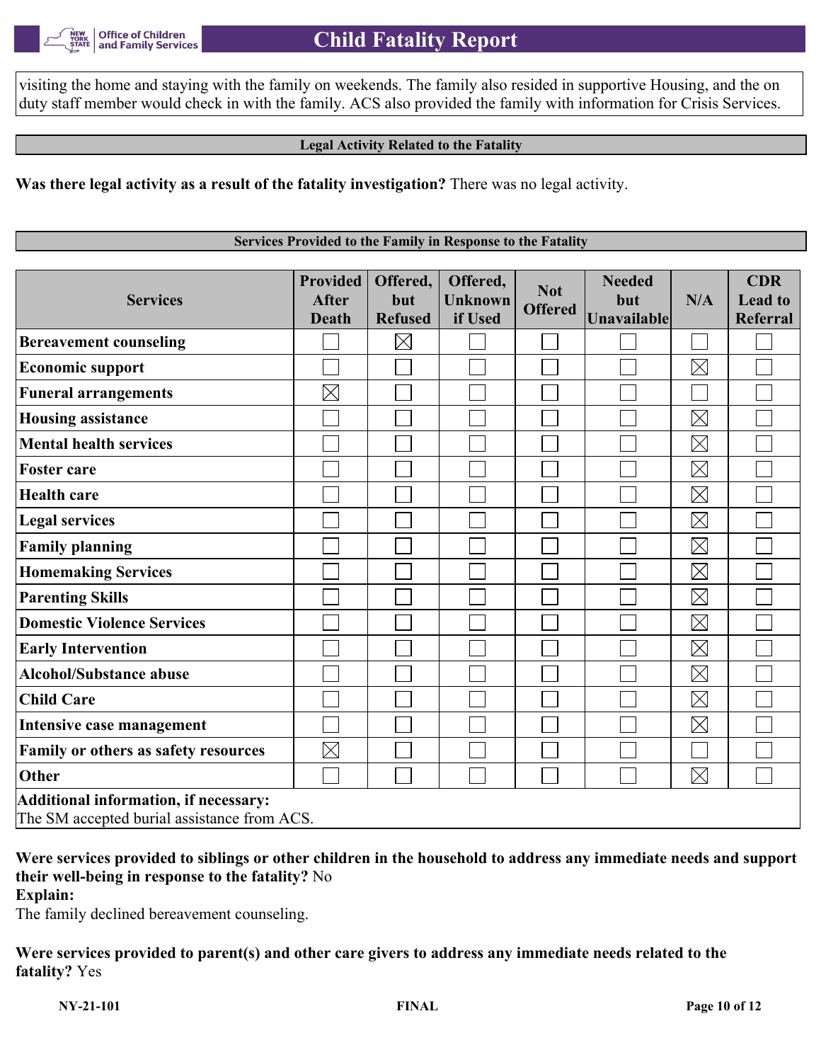visiting the home and staying with the family on weekends. The family also resided in supportive Housing, and the on duty staff member would check in with the family. ACS also provided the family with information for Crisis Services.

## Legal Activity Related to the Fatality

**Was there legal activity as a result of the fatality investigation?** There was no legal activity.

## Services Provided to the Family in Response to the Fatality

| Services | Provided After Death | Offered, but Refused | Offered, Unknown if Used | Not Offered | Needed but Unavailable | N/A | CDR Lead to Referral |
|---|---|---|---|---|---|---|---|
| **Bereavement counseling** | ☐ | ☒ | ☐ | ☐ | ☐ | ☐ | ☐ |
| **Economic support** | ☐ | ☐ | ☐ | ☐ | ☐ | ☒ | ☐ |
| **Funeral arrangements** | ☒ | ☐ | ☐ | ☐ | ☐ | ☐ | ☐ |
| **Housing assistance** | ☐ | ☐ | ☐ | ☐ | ☐ | ☒ | ☐ |
| **Mental health services** | ☐ | ☐ | ☐ | ☐ | ☐ | ☒ | ☐ |
| **Foster care** | ☐ | ☐ | ☐ | ☐ | ☐ | ☒ | ☐ |
| **Health care** | ☐ | ☐ | ☐ | ☐ | ☐ | ☒ | ☐ |
| **Legal services** | ☐ | ☐ | ☐ | ☐ | ☐ | ☒ | ☐ |
| **Family planning** | ☐ | ☐ | ☐ | ☐ | ☐ | ☒ | ☐ |
| **Homemaking Services** | ☐ | ☐ | ☐ | ☐ | ☐ | ☒ | ☐ |
| **Parenting Skills** | ☐ | ☐ | ☐ | ☐ | ☐ | ☒ | ☐ |
| **Domestic Violence Services** | ☐ | ☐ | ☐ | ☐ | ☐ | ☒ | ☐ |
| **Early Intervention** | ☐ | ☐ | ☐ | ☐ | ☐ | ☒ | ☐ |
| **Alcohol/Substance abuse** | ☐ | ☐ | ☐ | ☐ | ☐ | ☒ | ☐ |
| **Child Care** | ☐ | ☐ | ☐ | ☐ | ☐ | ☒ | ☐ |
| **Intensive case management** | ☐ | ☐ | ☐ | ☐ | ☐ | ☒ | ☐ |
| **Family or others as safety resources** | ☒ | ☐ | ☐ | ☐ | ☐ | ☐ | ☐ |
| **Other** | ☐ | ☐ | ☐ | ☐ | ☐ | ☒ | ☐ |

**Additional information, if necessary:**
The SM accepted burial assistance from ACS.

**Were services provided to siblings or other children in the household to address any immediate needs and support their well-being in response to the fatality?** No

**Explain:**
The family declined bereavement counseling.

**Were services provided to parent(s) and other care givers to address any immediate needs related to the fatality?** Yes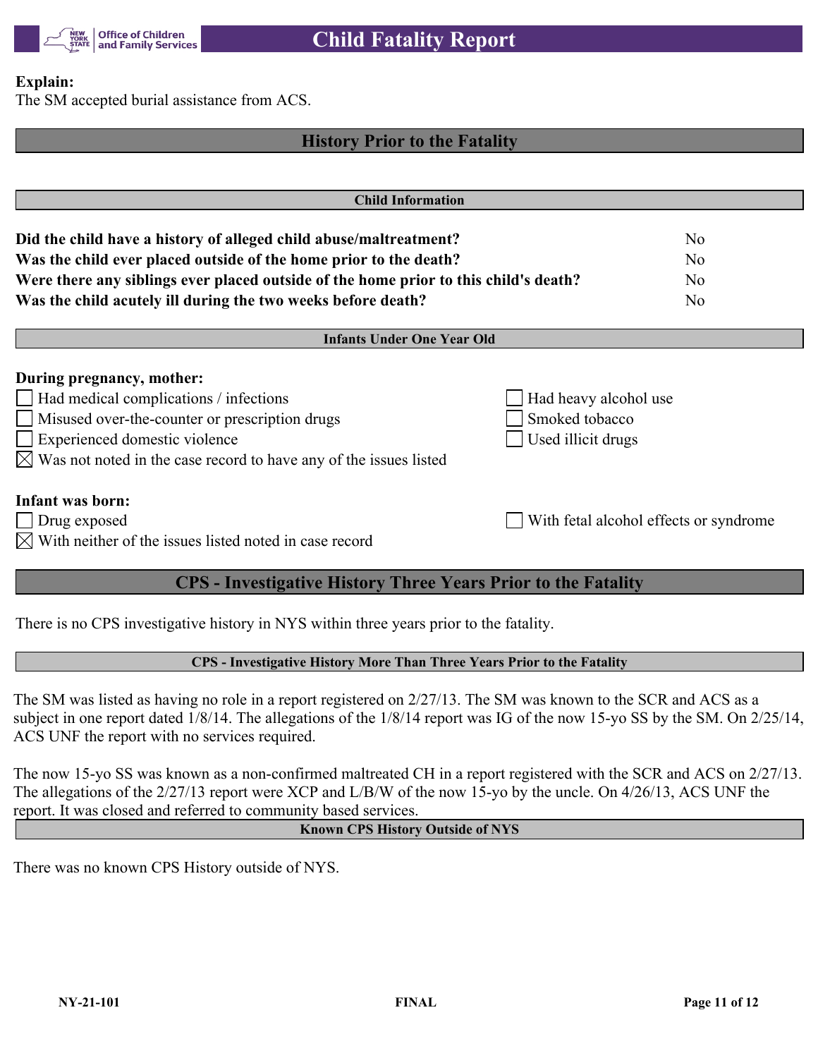**Explain:**
The SM accepted burial assistance from ACS.

## History Prior to the Fatality

### Child Information

| | |
|---|---|
| **Did the child have a history of alleged child abuse/maltreatment?** | No |
| **Was the child ever placed outside of the home prior to the death?** | No |
| **Were there any siblings ever placed outside of the home prior to this child's death?** | No |
| **Was the child acutely ill during the two weeks before death?** | No |

### Infants Under One Year Old

**During pregnancy, mother:**

- ☐ Had medical complications / infections
- ☐ Had heavy alcohol use
- ☐ Misused over-the-counter or prescription drugs
- ☐ Smoked tobacco
- ☐ Experienced domestic violence
- ☐ Used illicit drugs
- ☒ Was not noted in the case record to have any of the issues listed

**Infant was born:**

- ☐ Drug exposed
- ☐ With fetal alcohol effects or syndrome
- ☒ With neither of the issues listed noted in case record

## CPS - Investigative History Three Years Prior to the Fatality

There is no CPS investigative history in NYS within three years prior to the fatality.

### CPS - Investigative History More Than Three Years Prior to the Fatality

The SM was listed as having no role in a report registered on 2/27/13. The SM was known to the SCR and ACS as a subject in one report dated 1/8/14. The allegations of the 1/8/14 report was IG of the now 15-yo SS by the SM. On 2/25/14, ACS UNF the report with no services required.

The now 15-yo SS was known as a non-confirmed maltreated CH in a report registered with the SCR and ACS on 2/27/13. The allegations of the 2/27/13 report were XCP and L/B/W of the now 15-yo by the uncle. On 4/26/13, ACS UNF the report. It was closed and referred to community based services.

### Known CPS History Outside of NYS

There was no known CPS History outside of NYS.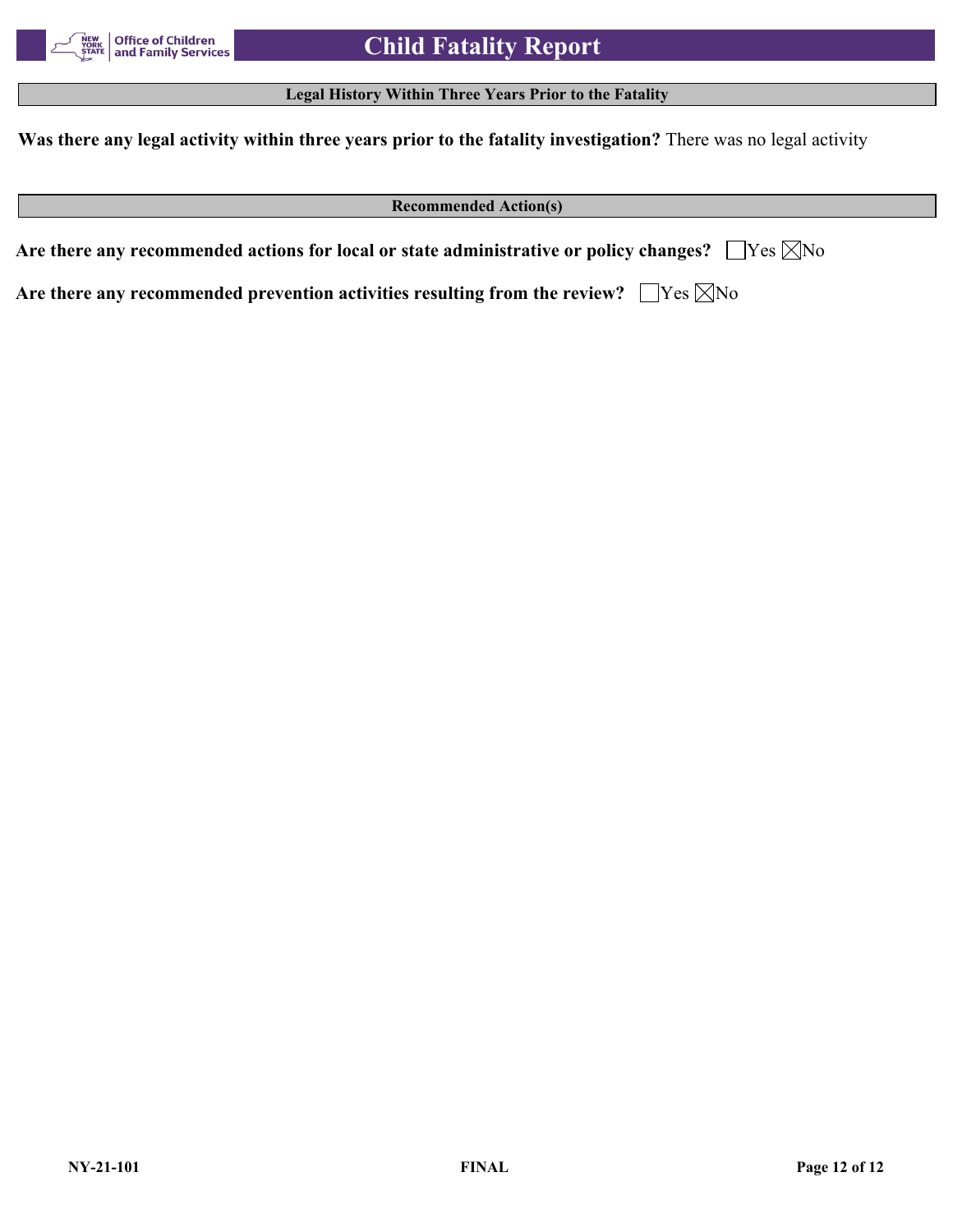## Legal History Within Three Years Prior to the Fatality

**Was there any legal activity within three years prior to the fatality investigation?** There was no legal activity

## Recommended Action(s)

**Are there any recommended actions for local or state administrative or policy changes?** ☐Yes ☒No

**Are there any recommended prevention activities resulting from the review?** ☐Yes ☒No